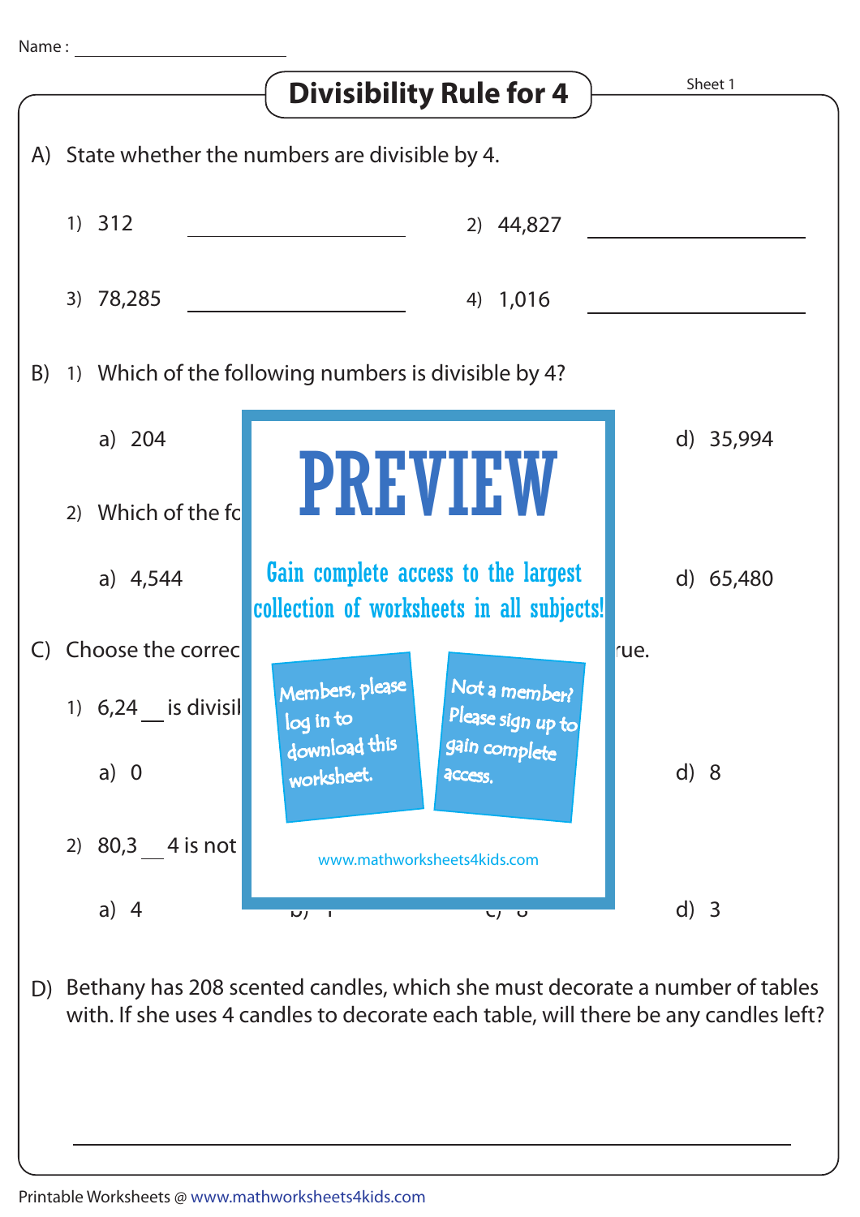Name : ____________________

# Divisibility Rule for 4

Sheet 1

A) State whether the numbers are divisible by 4.

1) 312 ____________________

2) 44,827 ____________________

3) 78,285 ____________________

4) 1,016 ____________________

B) 1) Which of the following numbers is divisible by 4?

a) 204 d) 35,994

2) Which of the fc

a) 4,544 d) 65,480

C) Choose the correc rue.

1) 6,24 __ is divisil

a) 0 d) 8

2) 80,3 __ 4 is not

a) 4 d) 3

PREVIEW

Gain complete access to the largest collection of worksheets in all subjects!

Members, please log in to download this worksheet.

Not a member? Please sign up to gain complete access.

www.mathworksheets4kids.com

D) Bethany has 208 scented candles, which she must decorate a number of tables with. If she uses 4 candles to decorate each table, will there be any candles left?

____________________________________________

Printable Worksheets @ www.mathworksheets4kids.com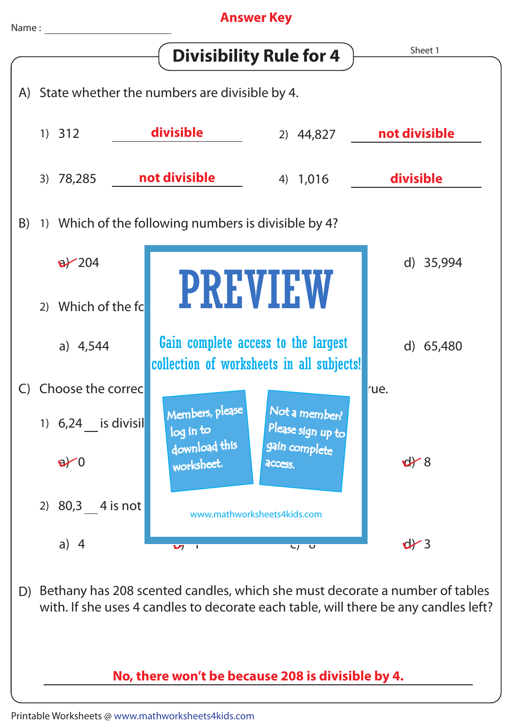**Answer Key**

Name : ____________________

# Divisibility Rule for 4

Sheet 1

A) State whether the numbers are divisible by 4.

1) 312 **divisible**

2) 44,827 **not divisible**

3) 78,285 **not divisible**

4) 1,016 **divisible**

B) 1) Which of the following numbers is divisible by 4?

a) 204 ✓ d) 35,994

2) Which of the fo

a) 4,544 d) 65,480

C) Choose the correc rue.

1) 6,24__ is divisil

a) 0 ✓ d) 8 ✓

2) 80,3__4 is not

a) 4 d) 3 ✓

**PREVIEW**

Gain complete access to the largest collection of worksheets in all subjects!

Members, please log in to download this worksheet.

Not a member? Please sign up to gain complete access.

www.mathworksheets4kids.com

D) Bethany has 208 scented candles, which she must decorate a number of tables with. If she uses 4 candles to decorate each table, will there be any candles left?

**No, there won't be because 208 is divisible by 4.**

Printable Worksheets @ www.mathworksheets4kids.com